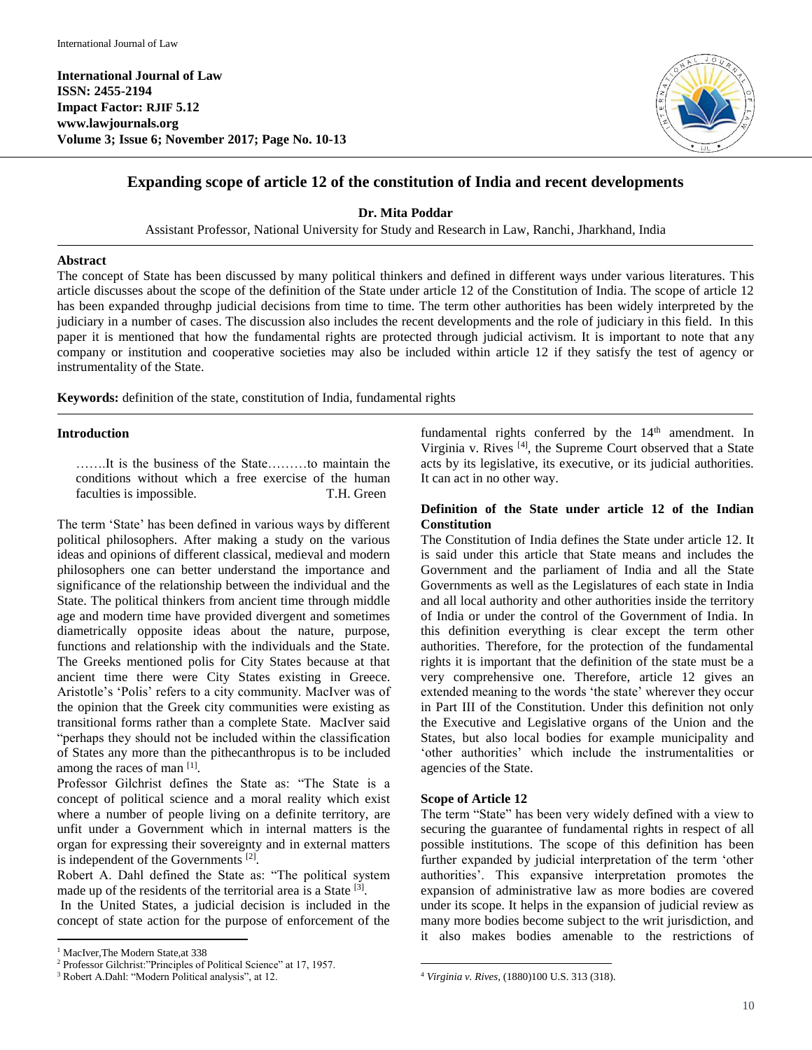International Journal of Law
ISSN: 2455-2194
Impact Factor: RJIF 5.12
www.lawjournals.org
Volume 3; Issue 6; November 2017; Page No. 10-13

# Expanding scope of article 12 of the constitution of India and recent developments

**Dr. Mita Poddar**

Assistant Professor, National University for Study and Research in Law, Ranchi, Jharkhand, India

**Abstract**

The concept of State has been discussed by many political thinkers and defined in different ways under various literatures. This article discusses about the scope of the definition of the State under article 12 of the Constitution of India. The scope of article 12 has been expanded throughp judicial decisions from time to time. The term other authorities has been widely interpreted by the judiciary in a number of cases. The discussion also includes the recent developments and the role of judiciary in this field. In this paper it is mentioned that how the fundamental rights are protected through judicial activism. It is important to note that any company or institution and cooperative societies may also be included within article 12 if they satisfy the test of agency or instrumentality of the State.

**Keywords:** definition of the state, constitution of India, fundamental rights

## Introduction

> …….It is the business of the State………to maintain the conditions without which a free exercise of the human faculties is impossible. T.H. Green

The term 'State' has been defined in various ways by different political philosophers. After making a study on the various ideas and opinions of different classical, medieval and modern philosophers one can better understand the importance and significance of the relationship between the individual and the State. The political thinkers from ancient time through middle age and modern time have provided divergent and sometimes diametrically opposite ideas about the nature, purpose, functions and relationship with the individuals and the State. The Greeks mentioned polis for City States because at that ancient time there were City States existing in Greece. Aristotle's 'Polis' refers to a city community. MacIver was of the opinion that the Greek city communities were existing as transitional forms rather than a complete State. MacIver said "perhaps they should not be included within the classification of States any more than the pithecanthropus is to be included among the races of man [1].

Professor Gilchrist defines the State as: "The State is a concept of political science and a moral reality which exist where a number of people living on a definite territory, are unfit under a Government which in internal matters is the organ for expressing their sovereignty and in external matters is independent of the Governments [2].

Robert A. Dahl defined the State as: "The political system made up of the residents of the territorial area is a State [3].

In the United States, a judicial decision is included in the concept of state action for the purpose of enforcement of the fundamental rights conferred by the 14th amendment. In Virginia v. Rives [4], the Supreme Court observed that a State acts by its legislative, its executive, or its judicial authorities. It can act in no other way.

### Definition of the State under article 12 of the Indian Constitution

The Constitution of India defines the State under article 12. It is said under this article that State means and includes the Government and the parliament of India and all the State Governments as well as the Legislatures of each state in India and all local authority and other authorities inside the territory of India or under the control of the Government of India. In this definition everything is clear except the term other authorities. Therefore, for the protection of the fundamental rights it is important that the definition of the state must be a very comprehensive one. Therefore, article 12 gives an extended meaning to the words 'the state' wherever they occur in Part III of the Constitution. Under this definition not only the Executive and Legislative organs of the Union and the States, but also local bodies for example municipality and 'other authorities' which include the instrumentalities or agencies of the State.

### Scope of Article 12

The term "State" has been very widely defined with a view to securing the guarantee of fundamental rights in respect of all possible institutions. The scope of this definition has been further expanded by judicial interpretation of the term 'other authorities'. This expansive interpretation promotes the expansion of administrative law as more bodies are covered under its scope. It helps in the expansion of judicial review as many more bodies become subject to the writ jurisdiction, and it also makes bodies amenable to the restrictions of

---

1 MacIver,The Modern State,at 338

2 Professor Gilchrist:"Principles of Political Science" at 17, 1957.

3 Robert A.Dahl: "Modern Political analysis", at 12.

4 *Virginia v. Rives*, (1880)100 U.S. 313 (318).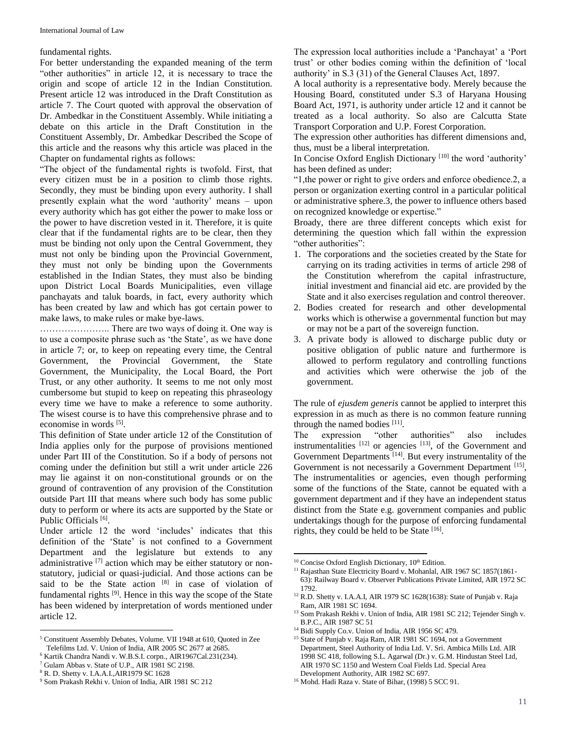fundamental rights.

For better understanding the expanded meaning of the term "other authorities" in article 12, it is necessary to trace the origin and scope of article 12 in the Indian Constitution. Present article 12 was introduced in the Draft Constitution as article 7. The Court quoted with approval the observation of Dr. Ambedkar in the Constituent Assembly. While initiating a debate on this article in the Draft Constitution in the Constituent Assembly, Dr. Ambedkar Described the Scope of this article and the reasons why this article was placed in the Chapter on fundamental rights as follows:

"The object of the fundamental rights is twofold. First, that every citizen must be in a position to climb those rights. Secondly, they must be binding upon every authority. I shall presently explain what the word 'authority' means – upon every authority which has got either the power to make loss or the power to have discretion vested in it. Therefore, it is quite clear that if the fundamental rights are to be clear, then they must be binding not only upon the Central Government, they must not only be binding upon the Provincial Government, they must not only be binding upon the Governments established in the Indian States, they must also be binding upon District Local Boards Municipalities, even village panchayats and taluk boards, in fact, every authority which has been created by law and which has got certain power to make laws, to make rules or make bye-laws.

………………….. There are two ways of doing it. One way is to use a composite phrase such as 'the State', as we have done in article 7; or, to keep on repeating every time, the Central Government, the Provincial Government, the State Government, the Municipality, the Local Board, the Port Trust, or any other authority. It seems to me not only most cumbersome but stupid to keep on repeating this phraseology every time we have to make a reference to some authority. The wisest course is to have this comprehensive phrase and to economise in words [5].

This definition of State under article 12 of the Constitution of India applies only for the purpose of provisions mentioned under Part III of the Constitution. So if a body of persons not coming under the definition but still a writ under article 226 may lie against it on non-constitutional grounds or on the ground of contravention of any provision of the Constitution outside Part III that means where such body has some public duty to perform or where its acts are supported by the State or Public Officials [6].

Under article 12 the word 'includes' indicates that this definition of the 'State' is not confined to a Government Department and the legislature but extends to any administrative [7] action which may be either statutory or non-statutory, judicial or quasi-judicial. And those actions can be said to be the State action [8] in case of violation of fundamental rights [9]. Hence in this way the scope of the State has been widened by interpretation of words mentioned under article 12.

The expression local authorities include a 'Panchayat' a 'Port trust' or other bodies coming within the definition of 'local authority' in S.3 (31) of the General Clauses Act, 1897.

A local authority is a representative body. Merely because the Housing Board, constituted under S.3 of Haryana Housing Board Act, 1971, is authority under article 12 and it cannot be treated as a local authority. So also are Calcutta State Transport Corporation and U.P. Forest Corporation.

The expression other authorities has different dimensions and, thus, must be a liberal interpretation.

In Concise Oxford English Dictionary [10] the word 'authority' has been defined as under:

"1,the power or right to give orders and enforce obedience.2, a person or organization exerting control in a particular political or administrative sphere.3, the power to influence others based on recognized knowledge or expertise."

Broady, there are three different concepts which exist for determining the question which fall within the expression "other authorities":

1. The corporations and the societies created by the State for carrying on its trading activities in terms of article 298 of the Constitution wherefrom the capital infrastructure, initial investment and financial aid etc. are provided by the State and it also exercises regulation and control thereover.
2. Bodies created for research and other developmental works which is otherwise a governmental function but may or may not be a part of the sovereign function.
3. A private body is allowed to discharge public duty or positive obligation of public nature and furthermore is allowed to perform regulatory and controlling functions and activities which were otherwise the job of the government.

The rule of *ejusdem generis* cannot be applied to interpret this expression in as much as there is no common feature running through the named bodies [11].

The expression "other authorities" also includes instrumentalities [12] or agencies [13], of the Government and Government Departments [14]. But every instrumentality of the Government is not necessarily a Government Department [15], The instrumentalities or agencies, even though performing some of the functions of the State, cannot be equated with a government department and if they have an independent status distinct from the State e.g. government companies and public undertakings though for the purpose of enforcing fundamental rights, they could be held to be State [16].

---

5 Constituent Assembly Debates, Volume. VII 1948 at 610, Quoted in Zee Telefilms Ltd. V. Union of India, AIR 2005 SC 2677 at 2685.

6 Kartik Chandra Nandi v. W.B.S.I. corpn., AIR1967Cal.231(234).

7 Gulam Abbas v. State of U.P., AIR 1981 SC 2198.

8 R. D. Shetty v. I.A.A.I.,AIR1979 SC 1628

9 Som Prakash Rekhi v. Union of India, AIR 1981 SC 212

10 Concise Oxford English Dictionary, 10th Edition.

11 Rajasthan State Electricity Board v. Mohanlal, AIR 1967 SC 1857(1861-63): Railway Board v. Observer Publications Private Limited, AIR 1972 SC 1792.

12 R.D. Shetty v. I.A.A.I, AIR 1979 SC 1628(1638): State of Punjab v. Raja Ram, AIR 1981 SC 1694.

13 Som Prakash Rekhi v. Union of India, AIR 1981 SC 212; Tejender Singh v. B.P.C., AIR 1987 SC 51

14 Bidi Supply Co.v. Union of India, AIR 1956 SC 479.

15 State of Punjab v. Raja Ram, AIR 1981 SC 1694, not a Government Department, Steel Authority of India Ltd. V. Sri. Ambica Mills Ltd. AIR 1998 SC 418, following S.L. Agarwal (Dr.) v. G.M. Hindustan Steel Ltd, AIR 1970 SC 1150 and Western Coal Fields Ltd. Special Area Development Authority, AIR 1982 SC 697.

16 Mohd. Hadi Raza v. State of Bihar, (1998) 5 SCC 91.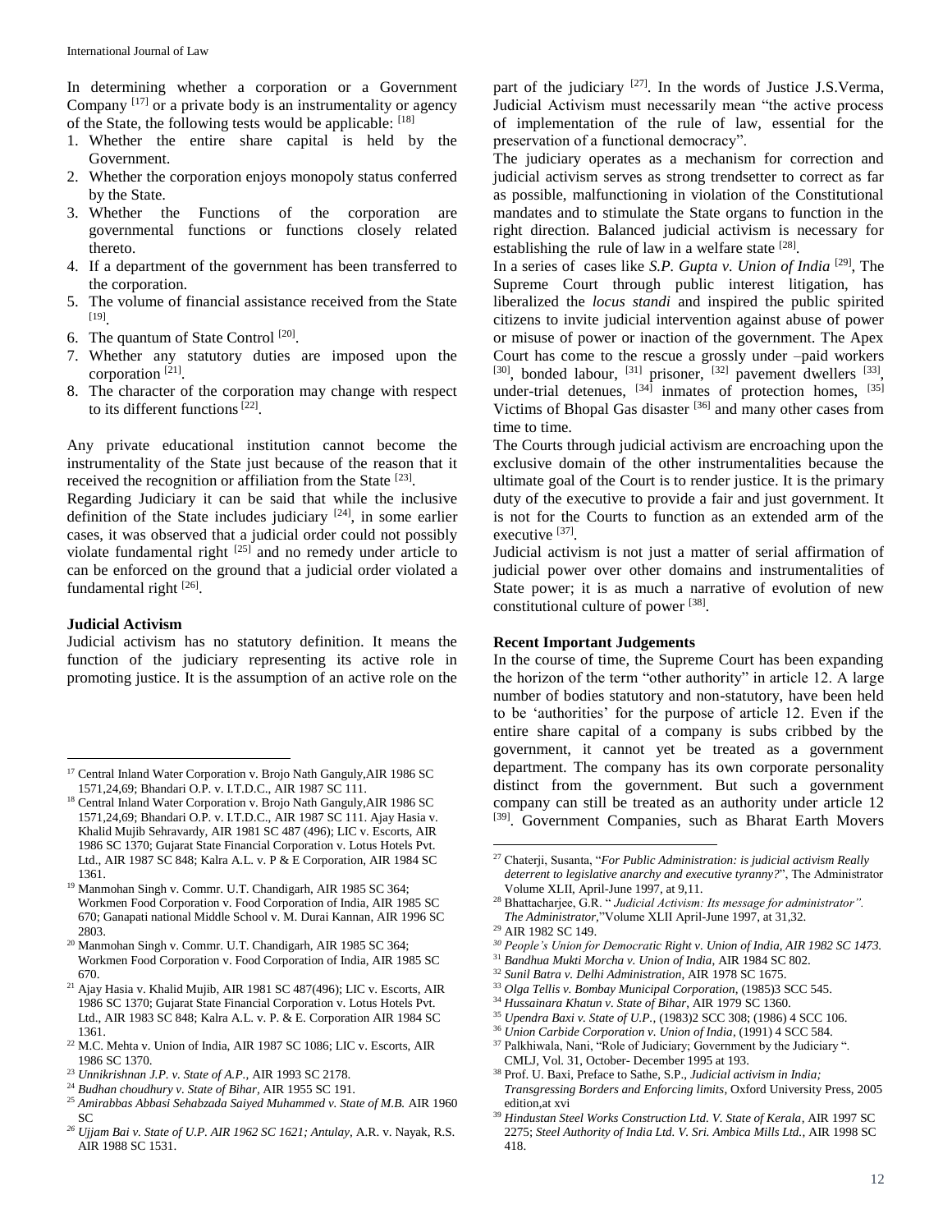In determining whether a corporation or a Government Company [17] or a private body is an instrumentality or agency of the State, the following tests would be applicable: [18]

1. Whether the entire share capital is held by the Government.
2. Whether the corporation enjoys monopoly status conferred by the State.
3. Whether the Functions of the corporation are governmental functions or functions closely related thereto.
4. If a department of the government has been transferred to the corporation.
5. The volume of financial assistance received from the State [19].
6. The quantum of State Control [20].
7. Whether any statutory duties are imposed upon the corporation [21].
8. The character of the corporation may change with respect to its different functions [22].

Any private educational institution cannot become the instrumentality of the State just because of the reason that it received the recognition or affiliation from the State [23].

Regarding Judiciary it can be said that while the inclusive definition of the State includes judiciary [24], in some earlier cases, it was observed that a judicial order could not possibly violate fundamental right [25] and no remedy under article to can be enforced on the ground that a judicial order violated a fundamental right [26].

### Judicial Activism

Judicial activism has no statutory definition. It means the function of the judiciary representing its active role in promoting justice. It is the assumption of an active role on the part of the judiciary [27]. In the words of Justice J.S.Verma, Judicial Activism must necessarily mean "the active process of implementation of the rule of law, essential for the preservation of a functional democracy".

The judiciary operates as a mechanism for correction and judicial activism serves as strong trendsetter to correct as far as possible, malfunctioning in violation of the Constitutional mandates and to stimulate the State organs to function in the right direction. Balanced judicial activism is necessary for establishing the rule of law in a welfare state [28].

In a series of cases like *S.P. Gupta v. Union of India* [29], The Supreme Court through public interest litigation, has liberalized the *locus standi* and inspired the public spirited citizens to invite judicial intervention against abuse of power or misuse of power or inaction of the government. The Apex Court has come to the rescue a grossly under –paid workers [30], bonded labour, [31] prisoner, [32] pavement dwellers [33], under-trial detenues, [34] inmates of protection homes, [35] Victims of Bhopal Gas disaster [36] and many other cases from time to time.

The Courts through judicial activism are encroaching upon the exclusive domain of the other instrumentalities because the ultimate goal of the Court is to render justice. It is the primary duty of the executive to provide a fair and just government. It is not for the Courts to function as an extended arm of the executive [37].

Judicial activism is not just a matter of serial affirmation of judicial power over other domains and instrumentalities of State power; it is as much a narrative of evolution of new constitutional culture of power [38].

### Recent Important Judgements

In the course of time, the Supreme Court has been expanding the horizon of the term "other authority" in article 12. A large number of bodies statutory and non-statutory, have been held to be 'authorities' for the purpose of article 12. Even if the entire share capital of a company is subs cribbed by the government, it cannot yet be treated as a government department. The company has its own corporate personality distinct from the government. But such a government company can still be treated as an authority under article 12 [39]. Government Companies, such as Bharat Earth Movers

---

17. Central Inland Water Corporation v. Brojo Nath Ganguly,AIR 1986 SC 1571,24,69; Bhandari O.P. v. I.T.D.C., AIR 1987 SC 111.
18. Central Inland Water Corporation v. Brojo Nath Ganguly,AIR 1986 SC 1571,24,69; Bhandari O.P. v. I.T.D.C., AIR 1987 SC 111. Ajay Hasia v. Khalid Mujib Sehravardy, AIR 1981 SC 487 (496); LIC v. Escorts, AIR 1986 SC 1370; Gujarat State Financial Corporation v. Lotus Hotels Pvt. Ltd., AIR 1987 SC 848; Kalra A.L. v. P & E Corporation, AIR 1984 SC 1361.
19. Manmohan Singh v. Commr. U.T. Chandigarh, AIR 1985 SC 364; Workmen Food Corporation v. Food Corporation of India, AIR 1985 SC 670; Ganapati national Middle School v. M. Durai Kannan, AIR 1996 SC 2803.
20. Manmohan Singh v. Commr. U.T. Chandigarh, AIR 1985 SC 364; Workmen Food Corporation v. Food Corporation of India, AIR 1985 SC 670.
21. Ajay Hasia v. Khalid Mujib, AIR 1981 SC 487(496); LIC v. Escorts, AIR 1986 SC 1370; Gujarat State Financial Corporation v. Lotus Hotels Pvt. Ltd., AIR 1983 SC 848; Kalra A.L. v. P. & E. Corporation AIR 1984 SC 1361.
22. M.C. Mehta v. Union of India, AIR 1987 SC 1086; LIC v. Escorts, AIR 1986 SC 1370.
23. *Unnikrishnan J.P. v. State of A.P.,* AIR 1993 SC 2178.
24. *Budhan choudhury v. State of Bihar,* AIR 1955 SC 191.
25. *Amirabbas Abbasi Sehabzada Saiyed Muhammed v. State of M.B.* AIR 1960 SC
26. *Ujjam Bai v. State of U.P. AIR 1962 SC 1621; Antulay,* A.R. v. Nayak, R.S. AIR 1988 SC 1531.
27. Chaterji, Susanta, "*For Public Administration: is judicial activism Really deterrent to legislative anarchy and executive tyranny?*", The Administrator Volume XLII, April-June 1997, at 9,11.
28. Bhattacharjee, G.R. " *Judicial Activism: Its message for administrator". The Administrator,*"Volume XLII April-June 1997, at 31,32.
29. AIR 1982 SC 149.
30. *People's Union for Democratic Right v. Union of India, AIR 1982 SC 1473.*
31. *Bandhua Mukti Morcha v. Union of India,* AIR 1984 SC 802.
32. *Sunil Batra v. Delhi Administration,* AIR 1978 SC 1675.
33. *Olga Tellis v. Bombay Municipal Corporation,* (1985)3 SCC 545.
34. *Hussainara Khatun v. State of Bihar,* AIR 1979 SC 1360.
35. *Upendra Baxi v. State of U.P.,* (1983)2 SCC 308; (1986) 4 SCC 106.
36. *Union Carbide Corporation v. Union of India,* (1991) 4 SCC 584.
37. Palkhiwala, Nani, "Role of Judiciary; Government by the Judiciary ". CMLJ, Vol. 31, October- December 1995 at 193.
38. Prof. U. Baxi, Preface to Sathe, S.P., *Judicial activism in India; Transgressing Borders and Enforcing limits,* Oxford University Press, 2005 edition,at xvi
39. *Hindustan Steel Works Construction Ltd. V. State of Kerala,* AIR 1997 SC 2275; *Steel Authority of India Ltd. V. Sri. Ambica Mills Ltd.,* AIR 1998 SC 418.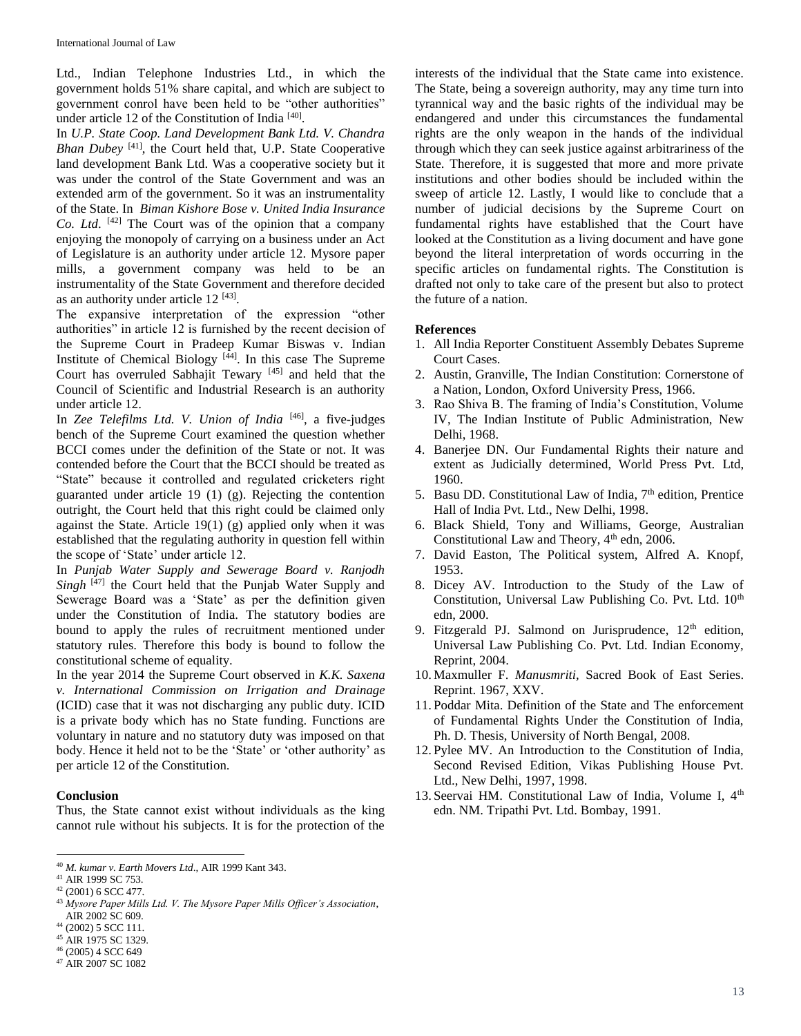Ltd., Indian Telephone Industries Ltd., in which the government holds 51% share capital, and which are subject to government conrol have been held to be "other authorities" under article 12 of the Constitution of India [40].

In *U.P. State Coop. Land Development Bank Ltd. V. Chandra Bhan Dubey* [41], the Court held that, U.P. State Cooperative land development Bank Ltd. Was a cooperative society but it was under the control of the State Government and was an extended arm of the government. So it was an instrumentality of the State. In *Biman Kishore Bose v. United India Insurance Co. Ltd.* [42] The Court was of the opinion that a company enjoying the monopoly of carrying on a business under an Act of Legislature is an authority under article 12. Mysore paper mills, a government company was held to be an instrumentality of the State Government and therefore decided as an authority under article 12 [43].

The expansive interpretation of the expression "other authorities" in article 12 is furnished by the recent decision of the Supreme Court in Pradeep Kumar Biswas v. Indian Institute of Chemical Biology [44]. In this case The Supreme Court has overruled Sabhajit Tewary [45] and held that the Council of Scientific and Industrial Research is an authority under article 12.

In *Zee Telefilms Ltd. V. Union of India* [46], a five-judges bench of the Supreme Court examined the question whether BCCI comes under the definition of the State or not. It was contended before the Court that the BCCI should be treated as "State" because it controlled and regulated cricketers right guaranted under article 19 (1) (g). Rejecting the contention outright, the Court held that this right could be claimed only against the State. Article 19(1) (g) applied only when it was established that the regulating authority in question fell within the scope of 'State' under article 12.

In *Punjab Water Supply and Sewerage Board v. Ranjodh Singh* [47] the Court held that the Punjab Water Supply and Sewerage Board was a 'State' as per the definition given under the Constitution of India. The statutory bodies are bound to apply the rules of recruitment mentioned under statutory rules. Therefore this body is bound to follow the constitutional scheme of equality.

In the year 2014 the Supreme Court observed in *K.K. Saxena v. International Commission on Irrigation and Drainage* (ICID) case that it was not discharging any public duty. ICID is a private body which has no State funding. Functions are voluntary in nature and no statutory duty was imposed on that body. Hence it held not to be the 'State' or 'other authority' as per article 12 of the Constitution.

## Conclusion

Thus, the State cannot exist without individuals as the king cannot rule without his subjects. It is for the protection of the interests of the individual that the State came into existence. The State, being a sovereign authority, may any time turn into tyrannical way and the basic rights of the individual may be endangered and under this circumstances the fundamental rights are the only weapon in the hands of the individual through which they can seek justice against arbitrariness of the State. Therefore, it is suggested that more and more private institutions and other bodies should be included within the sweep of article 12. Lastly, I would like to conclude that a number of judicial decisions by the Supreme Court on fundamental rights have established that the Court have looked at the Constitution as a living document and have gone beyond the literal interpretation of words occurring in the specific articles on fundamental rights. The Constitution is drafted not only to take care of the present but also to protect the future of a nation.

## References

1. All India Reporter Constituent Assembly Debates Supreme Court Cases.
2. Austin, Granville, The Indian Constitution: Cornerstone of a Nation, London, Oxford University Press, 1966.
3. Rao Shiva B. The framing of India's Constitution, Volume IV, The Indian Institute of Public Administration, New Delhi, 1968.
4. Banerjee DN. Our Fundamental Rights their nature and extent as Judicially determined, World Press Pvt. Ltd, 1960.
5. Basu DD. Constitutional Law of India, 7th edition, Prentice Hall of India Pvt. Ltd., New Delhi, 1998.
6. Black Shield, Tony and Williams, George, Australian Constitutional Law and Theory, 4th edn, 2006.
7. David Easton, The Political system, Alfred A. Knopf, 1953.
8. Dicey AV. Introduction to the Study of the Law of Constitution, Universal Law Publishing Co. Pvt. Ltd. 10th edn, 2000.
9. Fitzgerald PJ. Salmond on Jurisprudence, 12th edition, Universal Law Publishing Co. Pvt. Ltd. Indian Economy, Reprint, 2004.
10. Maxmuller F. *Manusmriti*, Sacred Book of East Series. Reprint. 1967, XXV.
11. Poddar Mita. Definition of the State and The enforcement of Fundamental Rights Under the Constitution of India, Ph. D. Thesis, University of North Bengal, 2008.
12. Pylee MV. An Introduction to the Constitution of India, Second Revised Edition, Vikas Publishing House Pvt. Ltd., New Delhi, 1997, 1998.
13. Seervai HM. Constitutional Law of India, Volume I, 4th edn. NM. Tripathi Pvt. Ltd. Bombay, 1991.

---

[40] *M. kumar v. Earth Movers Ltd*., AIR 1999 Kant 343.

[41] AIR 1999 SC 753.

[42] (2001) 6 SCC 477.

[43] *Mysore Paper Mills Ltd. V. The Mysore Paper Mills Officer's Association*, AIR 2002 SC 609.

[44] (2002) 5 SCC 111.

[45] AIR 1975 SC 1329.

[46] (2005) 4 SCC 649

[47] AIR 2007 SC 1082